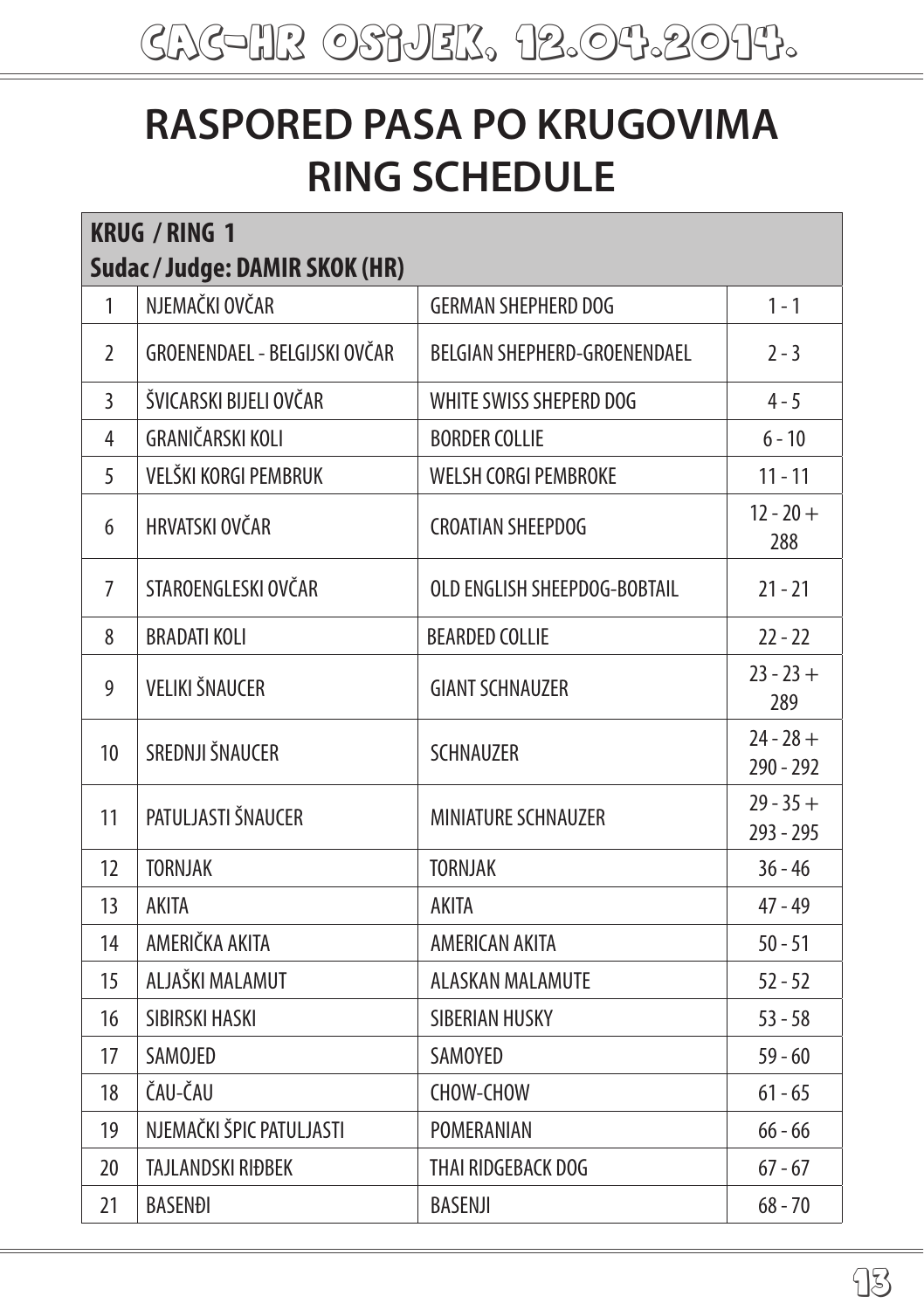# CAC-HR OSIJEK, 12.04.2014.

# RASPORED PASA PO KRUGOVIMA
# RING SCHEDULE

| **KRUG / RING 1**<br>**Sudac / Judge: DAMIR SKOK (HR)** | | | |
|---|---|---|---|
| 1 | NJEMAČKI OVČAR | GERMAN SHEPHERD DOG | 1 - 1 |
| 2 | GROENENDAEL - BELGIJSKI OVČAR | BELGIAN SHEPHERD-GROENENDAEL | 2 - 3 |
| 3 | ŠVICARSKI BIJELI OVČAR | WHITE SWISS SHEPERD DOG | 4 - 5 |
| 4 | GRANIČARSKI KOLI | BORDER COLLIE | 6 - 10 |
| 5 | VELŠKI KORGI PEMBRUK | WELSH CORGI PEMBROKE | 11 - 11 |
| 6 | HRVATSKI OVČAR | CROATIAN SHEEPDOG | 12 - 20 + 288 |
| 7 | STAROENGLESKI OVČAR | OLD ENGLISH SHEEPDOG-BOBTAIL | 21 - 21 |
| 8 | BRADATI KOLI | BEARDED COLLIE | 22 - 22 |
| 9 | VELIKI ŠNAUCER | GIANT SCHNAUZER | 23 - 23 + 289 |
| 10 | SREDNJI ŠNAUCER | SCHNAUZER | 24 - 28 + 290 - 292 |
| 11 | PATULJASTI ŠNAUCER | MINIATURE SCHNAUZER | 29 - 35 + 293 - 295 |
| 12 | TORNJAK | TORNJAK | 36 - 46 |
| 13 | AKITA | AKITA | 47 - 49 |
| 14 | AMERIČKA AKITA | AMERICAN AKITA | 50 - 51 |
| 15 | ALJAŠKI MALAMUT | ALASKAN MALAMUTE | 52 - 52 |
| 16 | SIBIRSKI HASKI | SIBERIAN HUSKY | 53 - 58 |
| 17 | SAMOJED | SAMOYED | 59 - 60 |
| 18 | ČAU-ČAU | CHOW-CHOW | 61 - 65 |
| 19 | NJEMAČKI ŠPIC PATULJASTI | POMERANIAN | 66 - 66 |
| 20 | TAJLANDSKI RIĐBEK | THAI RIDGEBACK DOG | 67 - 67 |
| 21 | BASENĐI | BASENJI | 68 - 70 |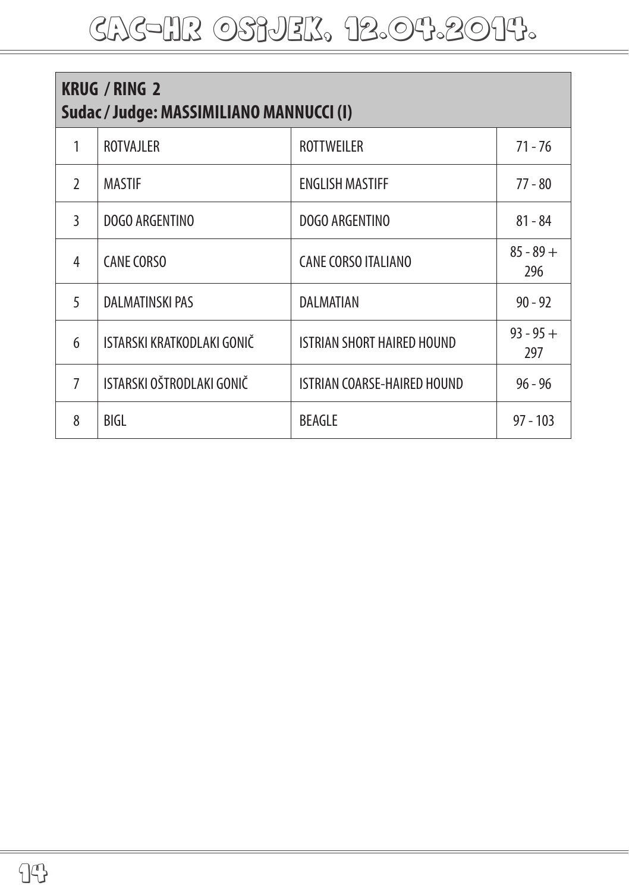# CAC-HR OSIJEK, 12.04.2014.

| KRUG / RING 2<br>Sudac / Judge: MASSIMILIANO MANNUCCI (I) | | | |
|---|---|---|---|
| 1 | ROTVAJLER | ROTTWEILER | 71 - 76 |
| 2 | MASTIF | ENGLISH MASTIFF | 77 - 80 |
| 3 | DOGO ARGENTINO | DOGO ARGENTINO | 81 - 84 |
| 4 | CANE CORSO | CANE CORSO ITALIANO | 85 - 89 + 296 |
| 5 | DALMATINSKI PAS | DALMATIAN | 90 - 92 |
| 6 | ISTARSKI KRATKODLAKI GONIČ | ISTRIAN SHORT HAIRED HOUND | 93 - 95 + 297 |
| 7 | ISTARSKI OŠTRODLAKI GONIČ | ISTRIAN COARSE-HAIRED HOUND | 96 - 96 |
| 8 | BIGL | BEAGLE | 97 - 103 |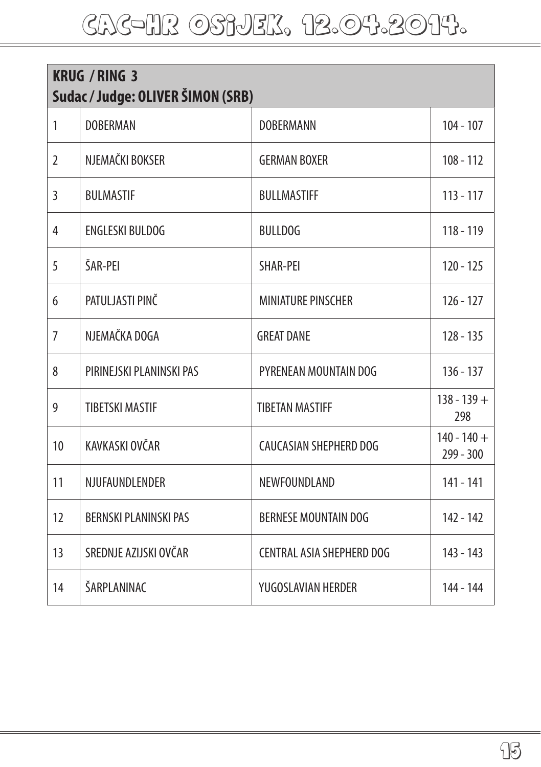# CAC-HR OSIJEK, 12.04.2014.

| KRUG / RING 3<br>Sudac / Judge: OLIVER ŠIMON (SRB) | | | |
|---|---|---|---|
| 1 | DOBERMAN | DOBERMANN | 104 - 107 |
| 2 | NJEMAČKI BOKSER | GERMAN BOXER | 108 - 112 |
| 3 | BULMASTIF | BULLMASTIFF | 113 - 117 |
| 4 | ENGLESKI BULDOG | BULLDOG | 118 - 119 |
| 5 | ŠAR-PEI | SHAR-PEI | 120 - 125 |
| 6 | PATULJASTI PINČ | MINIATURE PINSCHER | 126 - 127 |
| 7 | NJEMAČKA DOGA | GREAT DANE | 128 - 135 |
| 8 | PIRINEJSKI PLANINSKI PAS | PYRENEAN MOUNTAIN DOG | 136 - 137 |
| 9 | TIBETSKI MASTIF | TIBETAN MASTIFF | 138 - 139 + 298 |
| 10 | KAVKASKI OVČAR | CAUCASIAN SHEPHERD DOG | 140 - 140 + 299 - 300 |
| 11 | NJUFAUNDLENDER | NEWFOUNDLAND | 141 - 141 |
| 12 | BERNSKI PLANINSKI PAS | BERNESE MOUNTAIN DOG | 142 - 142 |
| 13 | SREDNJE AZIJSKI OVČAR | CENTRAL ASIA SHEPHERD DOG | 143 - 143 |
| 14 | ŠARPLANINAC | YUGOSLAVIAN HERDER | 144 - 144 |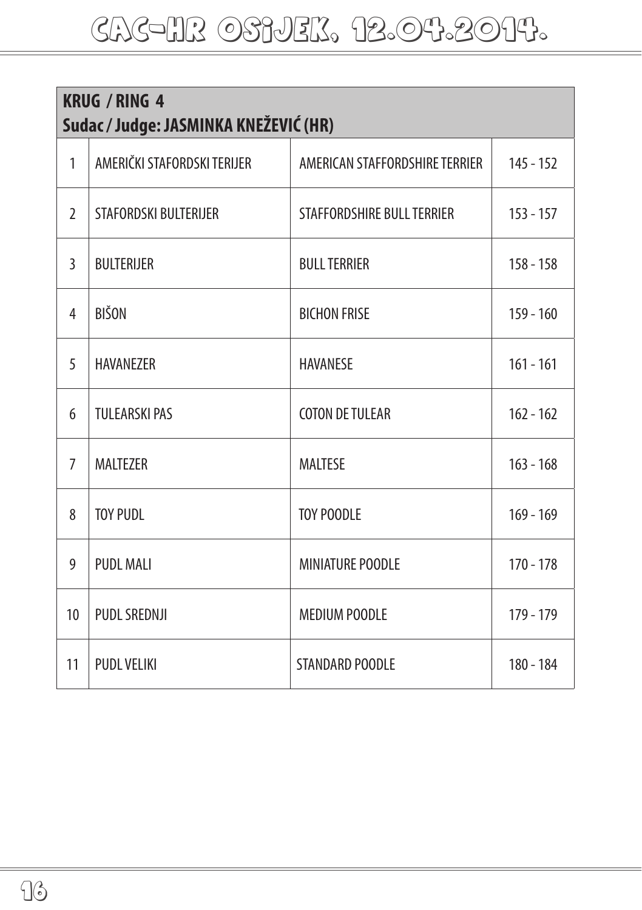| KROG / RING 4<br>Sudac / Judge: JASMINKA KNEŽEVIĆ (HR) | | | |
|---|---|---|---|
| 1 | AMERIČKI STAFORDSKI TERIJER | AMERICAN STAFFORDSHIRE TERRIER | 145 - 152 |
| 2 | STAFORDSKI BULTERIJER | STAFFORDSHIRE BULL TERRIER | 153 - 157 |
| 3 | BULTERIJER | BULL TERRIER | 158 - 158 |
| 4 | BIŠON | BICHON FRISE | 159 - 160 |
| 5 | HAVANEZER | HAVANESE | 161 - 161 |
| 6 | TULEARSKI PAS | COTON DE TULEAR | 162 - 162 |
| 7 | MALTEZER | MALTESE | 163 - 168 |
| 8 | TOY PUDL | TOY POODLE | 169 - 169 |
| 9 | PUDL MALI | MINIATURE POODLE | 170 - 178 |
| 10 | PUDL SREDNJI | MEDIUM POODLE | 179 - 179 |
| 11 | PUDL VELIKI | STANDARD POODLE | 180 - 184 |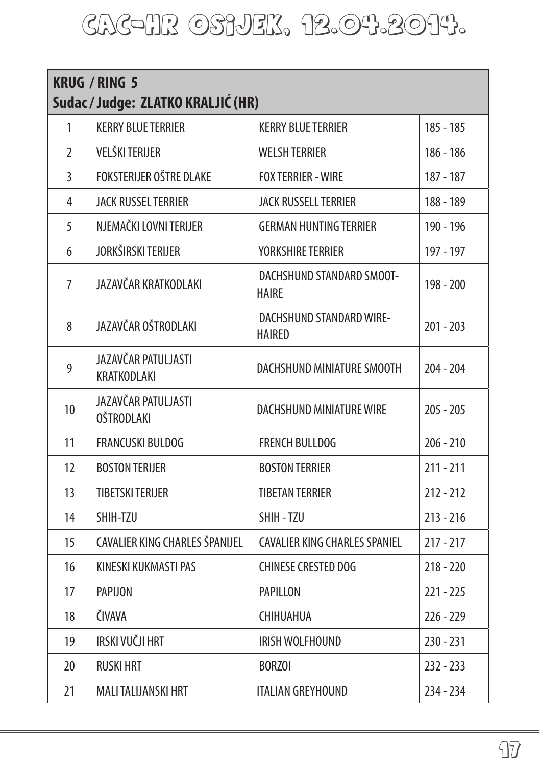# CAC-HR OSIJEK, 12.04.2014.

| **KRUG / RING 5**<br>**Sudac / Judge: ZLATKO KRALJIĆ (HR)** | | | |
|---|---|---|---|
| 1 | KERRY BLUE TERRIER | KERRY BLUE TERRIER | 185 - 185 |
| 2 | VELŠKI TERIJER | WELSH TERRIER | 186 - 186 |
| 3 | FOKSTERIJER OŠTRE DLAKE | FOX TERRIER - WIRE | 187 - 187 |
| 4 | JACK RUSSEL TERRIER | JACK RUSSELL TERRIER | 188 - 189 |
| 5 | NJEMAČKI LOVNI TERIJER | GERMAN HUNTING TERRIER | 190 - 196 |
| 6 | JORKŠIRSKI TERIJER | YORKSHIRE TERRIER | 197 - 197 |
| 7 | JAZAVČAR KRATKODLAKI | DACHSHUND STANDARD SMOOT-HAIRE | 198 - 200 |
| 8 | JAZAVČAR OŠTRODLAKI | DACHSHUND STANDARD WIRE-HAIRED | 201 - 203 |
| 9 | JAZAVČAR PATULJASTI KRATKODLAKI | DACHSHUND MINIATURE SMOOTH | 204 - 204 |
| 10 | JAZAVČAR PATULJASTI OŠTRODLAKI | DACHSHUND MINIATURE WIRE | 205 - 205 |
| 11 | FRANCUSKI BULDOG | FRENCH BULLDOG | 206 - 210 |
| 12 | BOSTON TERIJER | BOSTON TERRIER | 211 - 211 |
| 13 | TIBETSKI TERIJER | TIBETAN TERRIER | 212 - 212 |
| 14 | SHIH-TZU | SHIH - TZU | 213 - 216 |
| 15 | CAVALIER KING CHARLES ŠPANIJEL | CAVALIER KING CHARLES SPANIEL | 217 - 217 |
| 16 | KINESKI KUKMASTI PAS | CHINESE CRESTED DOG | 218 - 220 |
| 17 | PAPIJON | PAPILLON | 221 - 225 |
| 18 | ČIVAVA | CHIHUAHUA | 226 - 229 |
| 19 | IRSKI VUČJI HRT | IRISH WOLFHOUND | 230 - 231 |
| 20 | RUSKI HRT | BORZOI | 232 - 233 |
| 21 | MALI TALIJANSKI HRT | ITALIAN GREYHOUND | 234 - 234 |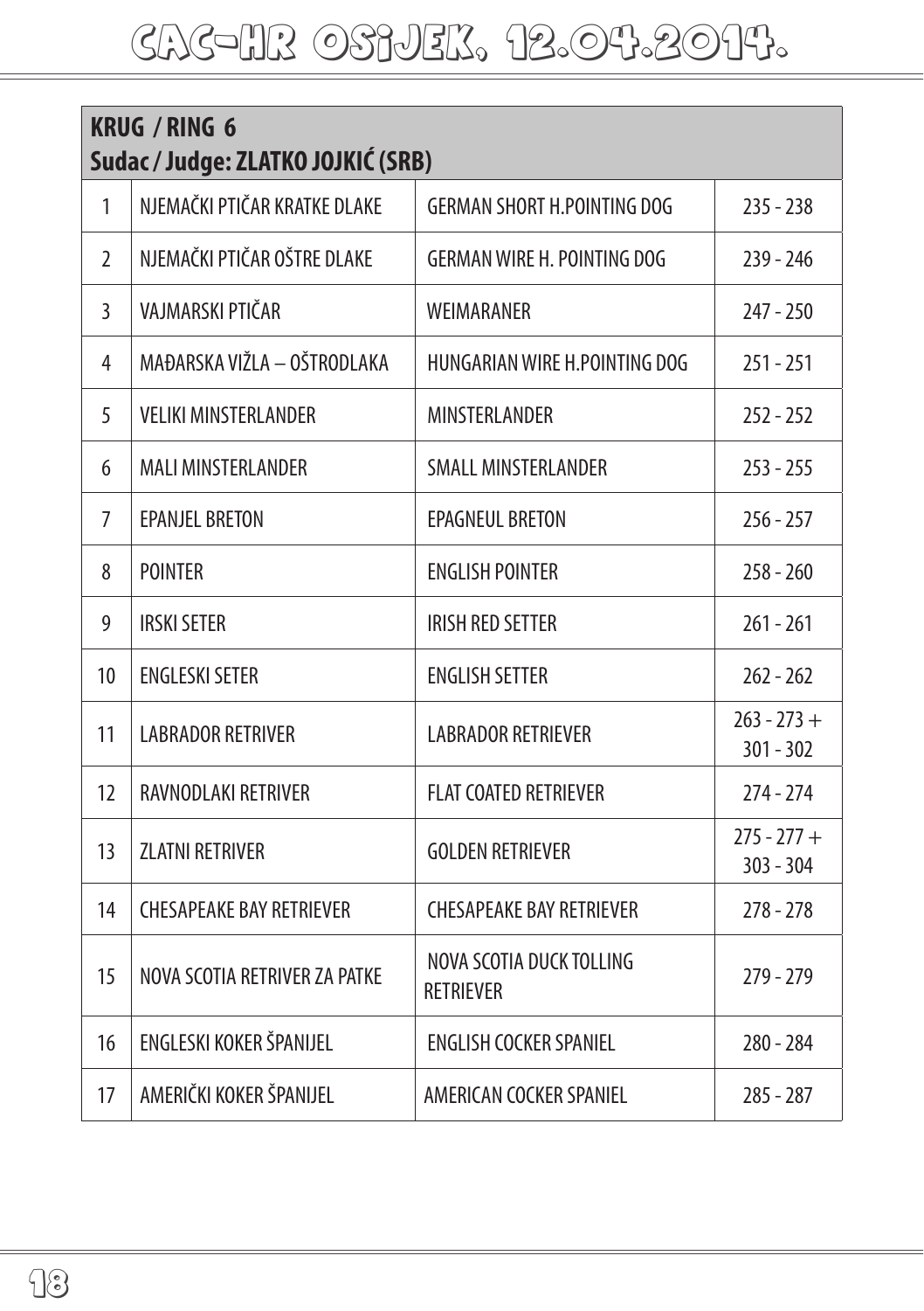# CAC-HR OSIJEK, 12.04.2014.

**KRUG / RING 6**
**Sudac / Judge: ZLATKO JOJKIĆ (SRB)**

| | | | |
|---|---|---|---|
| 1 | NJEMAČKI PTIČAR KRATKE DLAKE | GERMAN SHORT H.POINTING DOG | 235 - 238 |
| 2 | NJEMAČKI PTIČAR OŠTRE DLAKE | GERMAN WIRE H. POINTING DOG | 239 - 246 |
| 3 | VAJMARSKI PTIČAR | WEIMARANER | 247 - 250 |
| 4 | MAĐARSKA VIŽLA – OŠTRODLAKA | HUNGARIAN WIRE H.POINTING DOG | 251 - 251 |
| 5 | VELIKI MINSTERLANDER | MINSTERLANDER | 252 - 252 |
| 6 | MALI MINSTERLANDER | SMALL MINSTERLANDER | 253 - 255 |
| 7 | EPANJEL BRETON | EPAGNEUL BRETON | 256 - 257 |
| 8 | POINTER | ENGLISH POINTER | 258 - 260 |
| 9 | IRSKI SETER | IRISH RED SETTER | 261 - 261 |
| 10 | ENGLESKI SETER | ENGLISH SETTER | 262 - 262 |
| 11 | LABRADOR RETRIVER | LABRADOR RETRIEVER | 263 - 273 + 301 - 302 |
| 12 | RAVNODLAKI RETRIVER | FLAT COATED RETRIEVER | 274 - 274 |
| 13 | ZLATNI RETRIVER | GOLDEN RETRIEVER | 275 - 277 + 303 - 304 |
| 14 | CHESAPEAKE BAY RETRIEVER | CHESAPEAKE BAY RETRIEVER | 278 - 278 |
| 15 | NOVA SCOTIA RETRIVER ZA PATKE | NOVA SCOTIA DUCK TOLLING RETRIEVER | 279 - 279 |
| 16 | ENGLESKI KOKER ŠPANIJEL | ENGLISH COCKER SPANIEL | 280 - 284 |
| 17 | AMERIČKI KOKER ŠPANIJEL | AMERICAN COCKER SPANIEL | 285 - 287 |